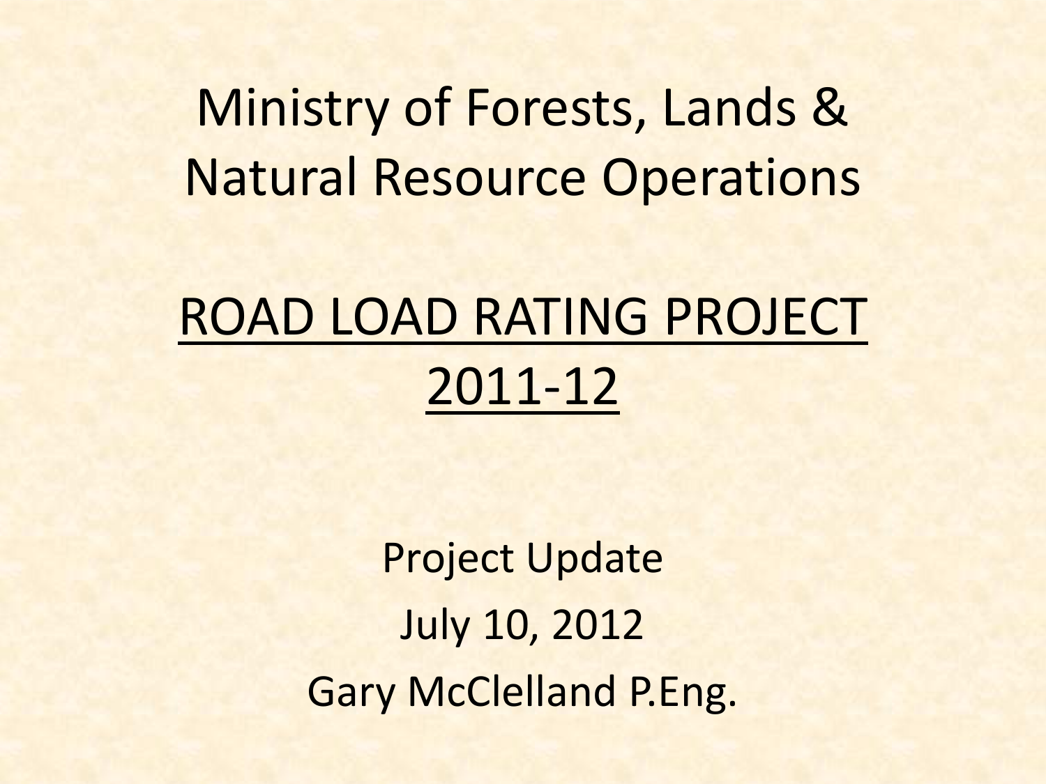# Ministry of Forests, Lands & Natural Resource Operations

## ROAD LOAD RATING PROJECT 2011-12

Project Update

July 10, 2012

Gary McClelland P.Eng.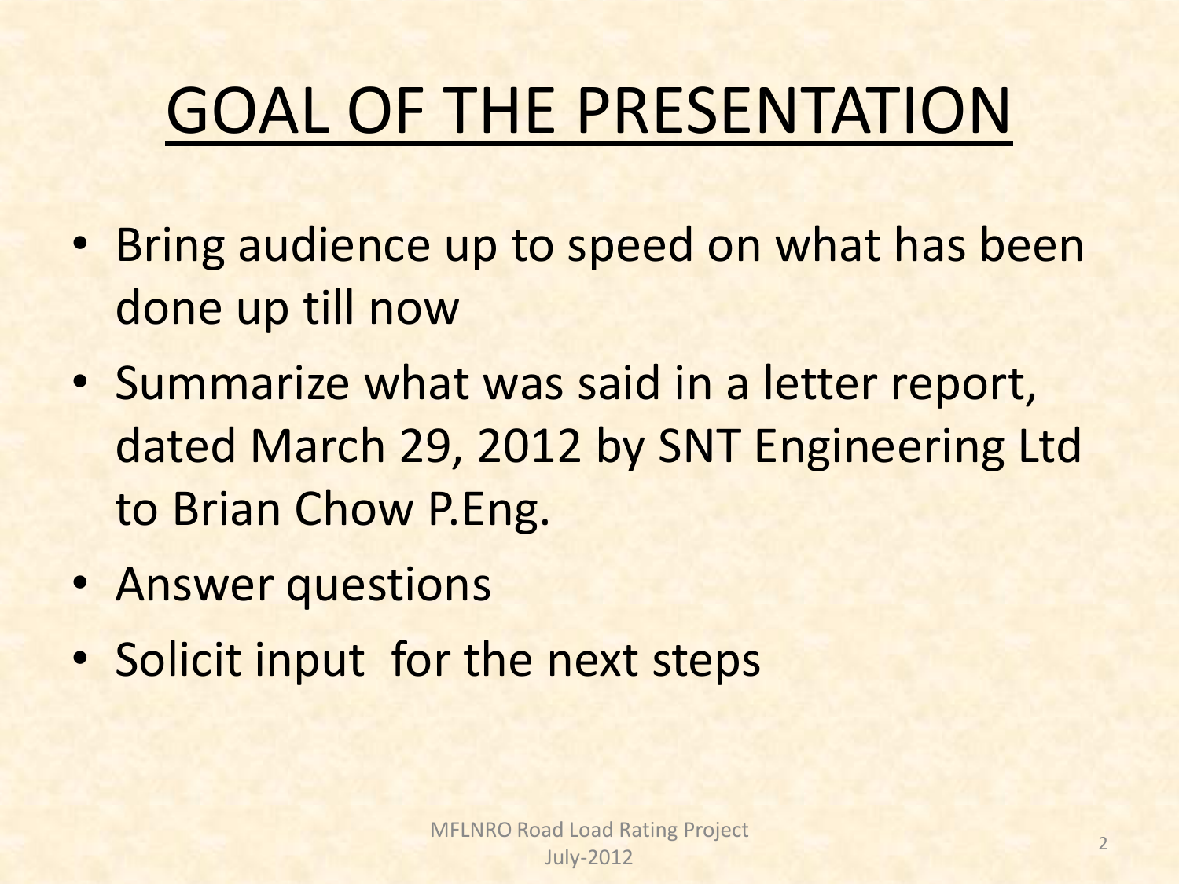# GOAL OF THE PRESENTATION

- Bring audience up to speed on what has been done up till now
- Summarize what was said in a letter report, dated March 29, 2012 by SNT Engineering Ltd to Brian Chow P.Eng.
- Answer questions
- Solicit input for the next steps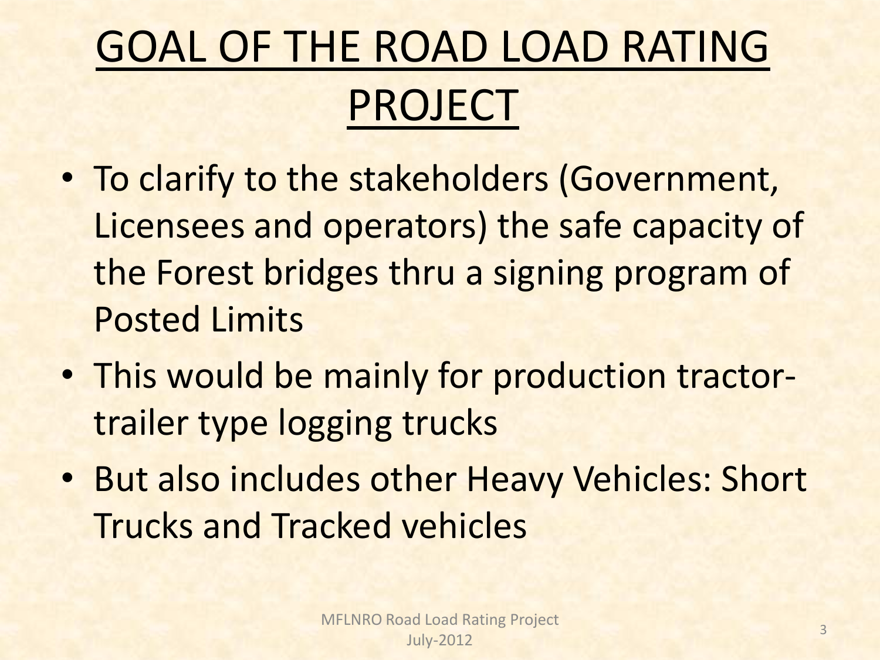# GOAL OF THE ROAD LOAD RATING PROJECT

- To clarify to the stakeholders (Government, Licensees and operators) the safe capacity of the Forest bridges thru a signing program of Posted Limits
- This would be mainly for production tractor-trailer type logging trucks
- But also includes other Heavy Vehicles: Short Trucks and Tracked vehicles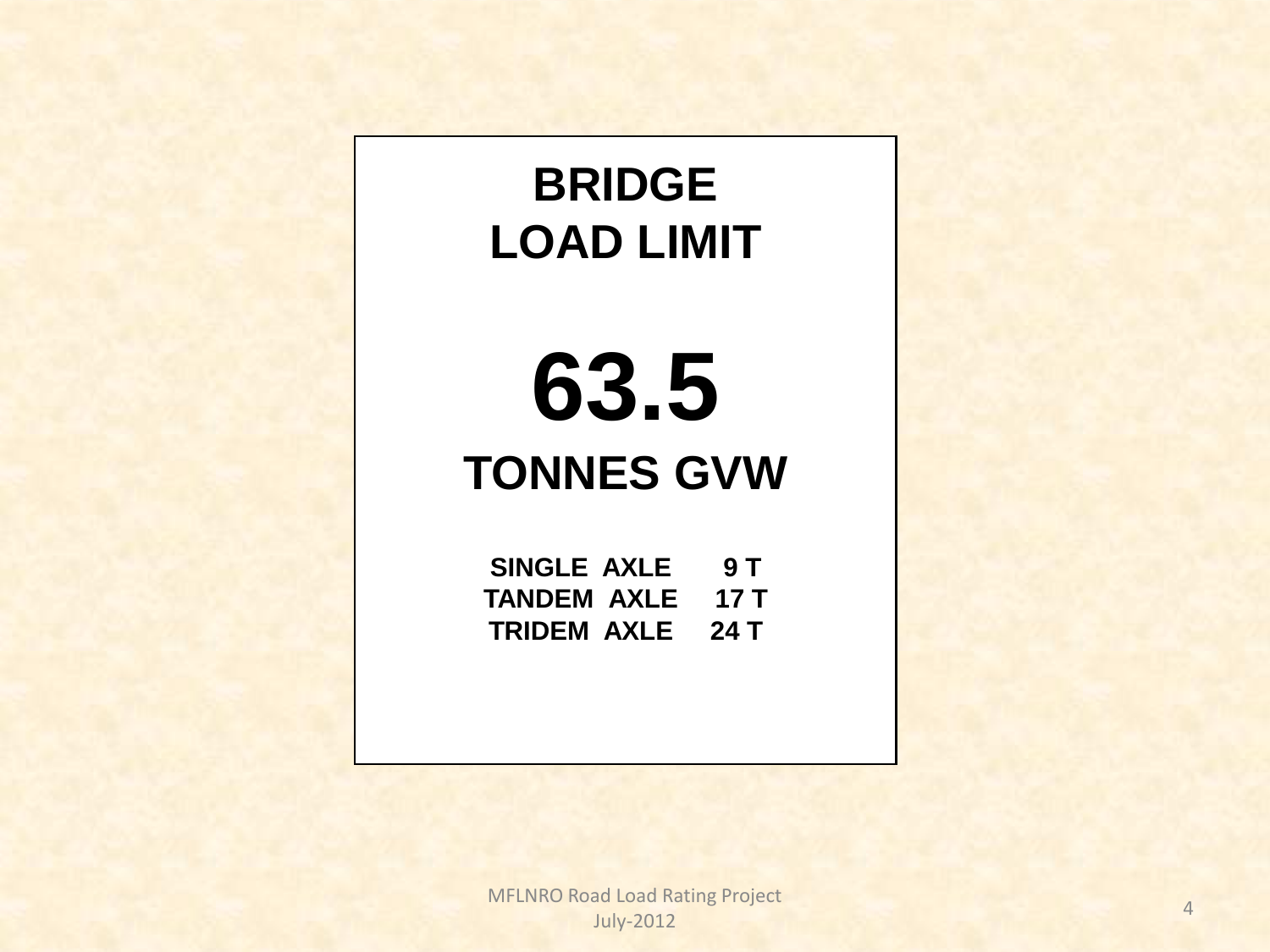# BRIDGE LOAD LIMIT

# 63.5

## TONNES GVW

| | |
|---|---|
| SINGLE AXLE | 9 T |
| TANDEM AXLE | 17 T |
| TRIDEM AXLE | 24 T |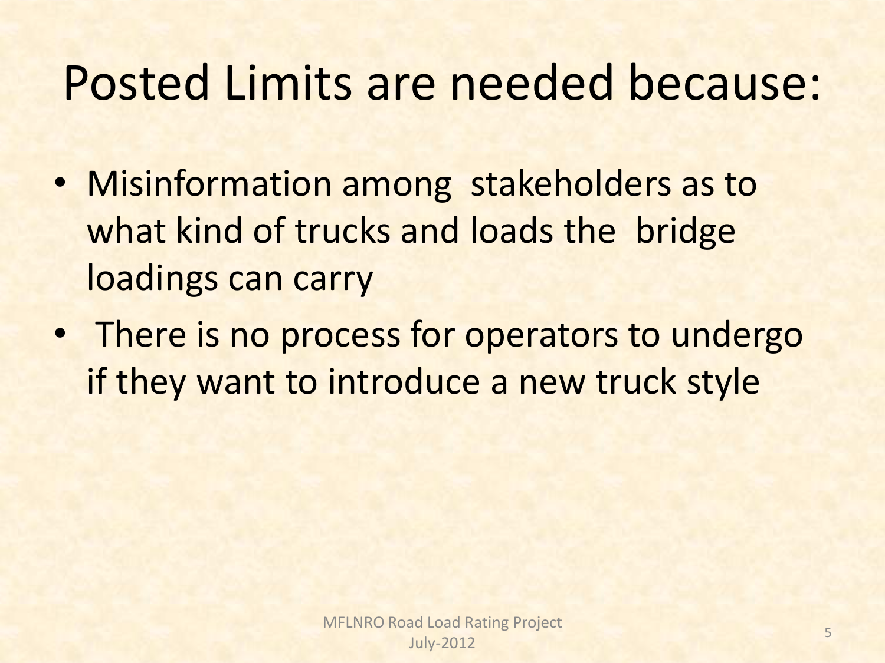# Posted Limits are needed because:

- Misinformation among stakeholders as to what kind of trucks and loads the bridge loadings can carry
- There is no process for operators to undergo if they want to introduce a new truck style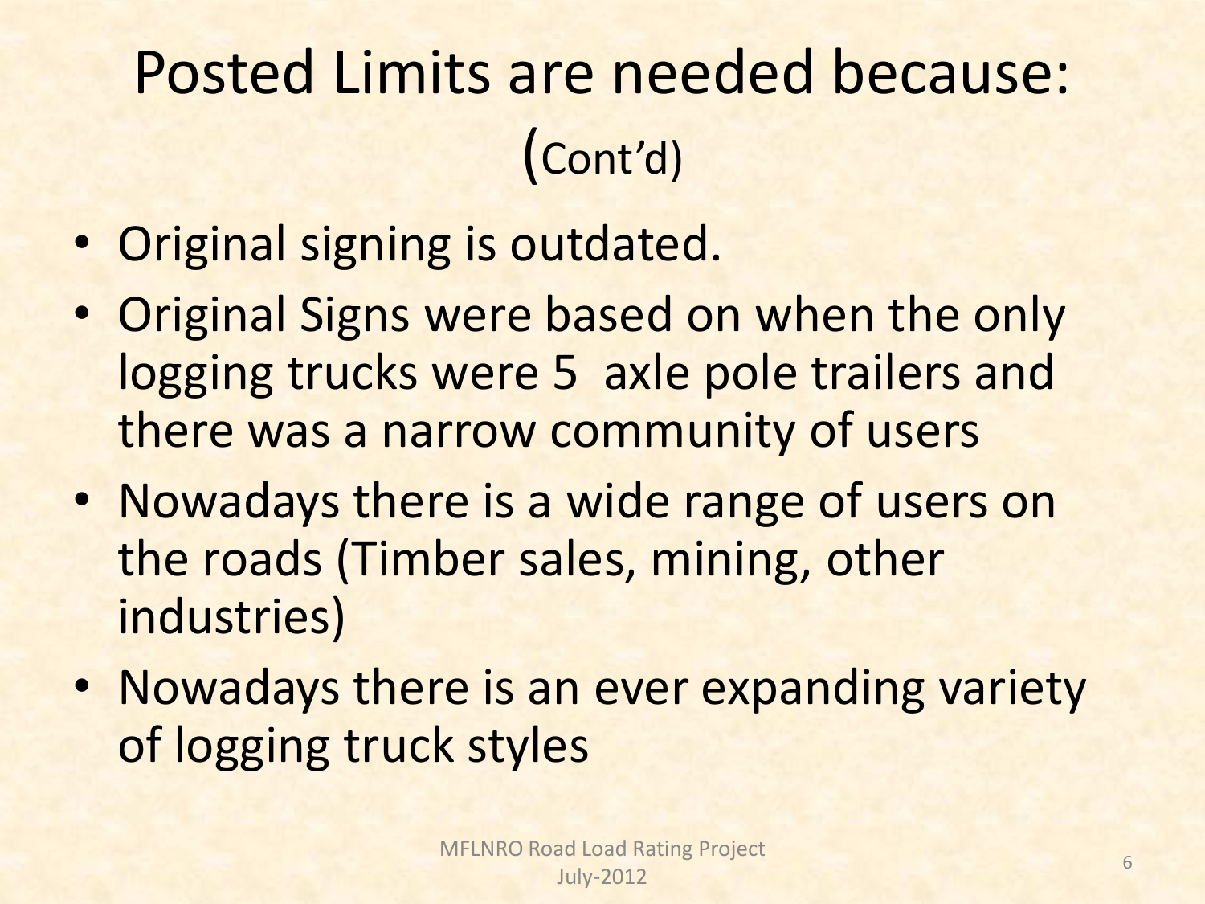# Posted Limits are needed because: (Cont'd)

- Original signing is outdated.
- Original Signs were based on when the only logging trucks were 5 axle pole trailers and there was a narrow community of users
- Nowadays there is a wide range of users on the roads (Timber sales, mining, other industries)
- Nowadays there is an ever expanding variety of logging truck styles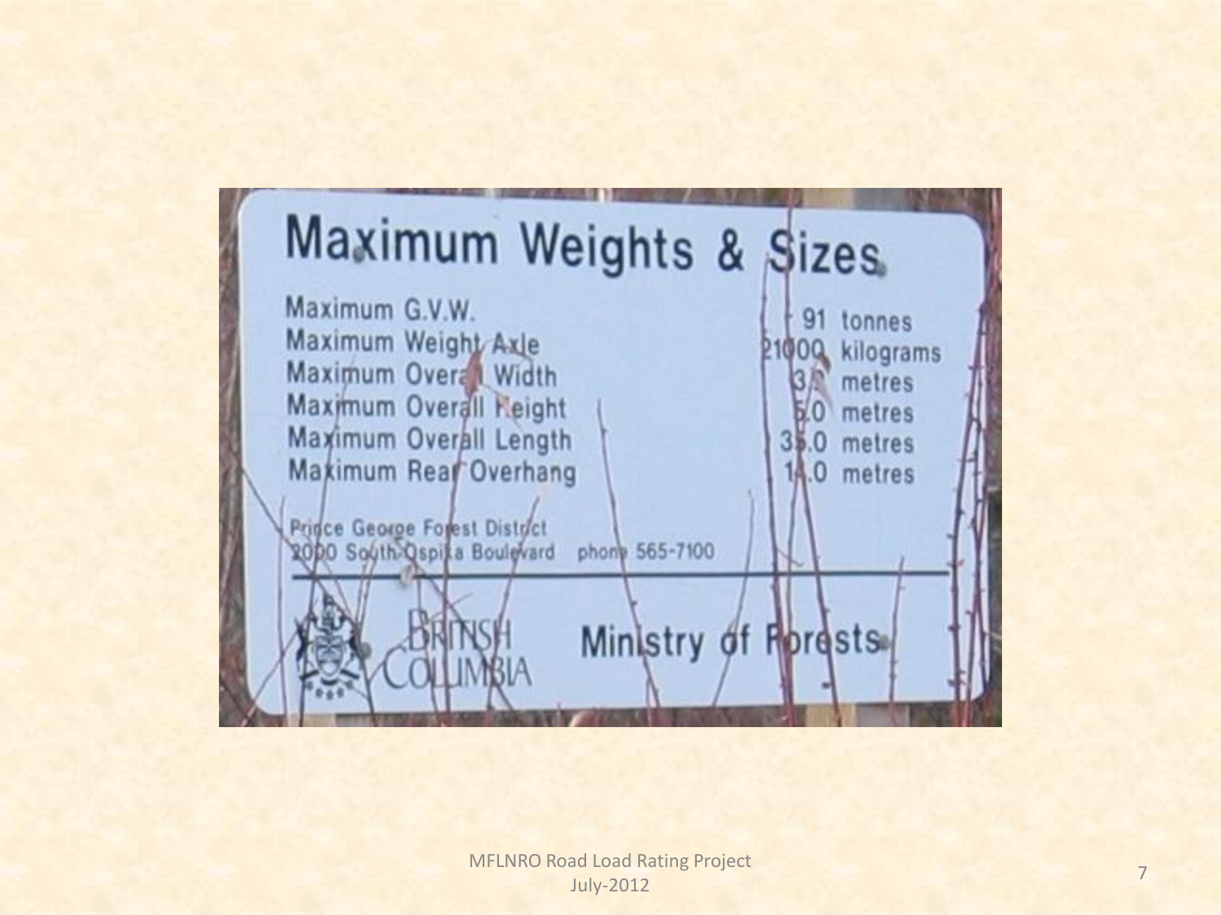# Maximum Weights & Sizes

| | |
|---|---|
| Maximum G.V.W. | 91 tonnes |
| Maximum Weight Axle | 21000 kilograms |
| Maximum Overall Width | 3.5 metres |
| Maximum Overall Height | 5.0 metres |
| Maximum Overall Length | 35.0 metres |
| Maximum Rear Overhang | 14.0 metres |

Prince George Forest District
2000 South Ospika Boulevard phone 565-7100

British Columbia Ministry of Forests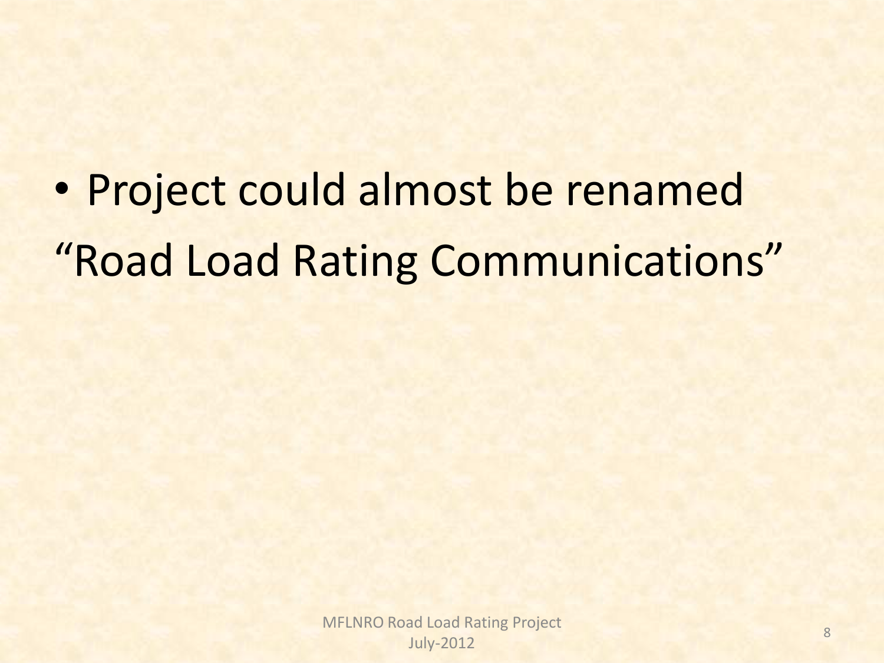- Project could almost be renamed "Road Load Rating Communications"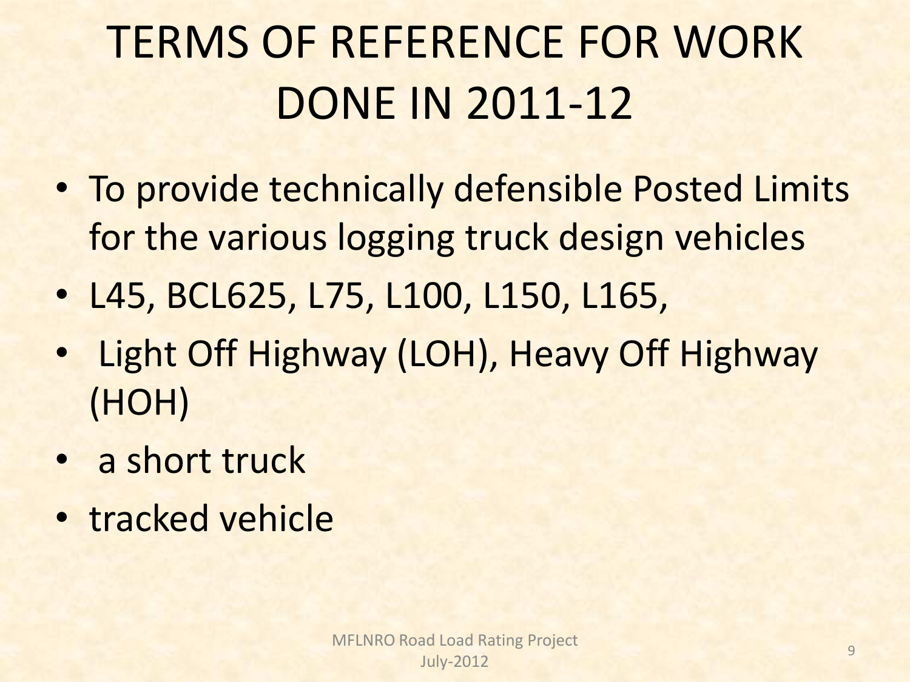# TERMS OF REFERENCE FOR WORK DONE IN 2011-12

- To provide technically defensible Posted Limits for the various logging truck design vehicles
- L45, BCL625, L75, L100, L150, L165,
- Light Off Highway (LOH), Heavy Off Highway (HOH)
- a short truck
- tracked vehicle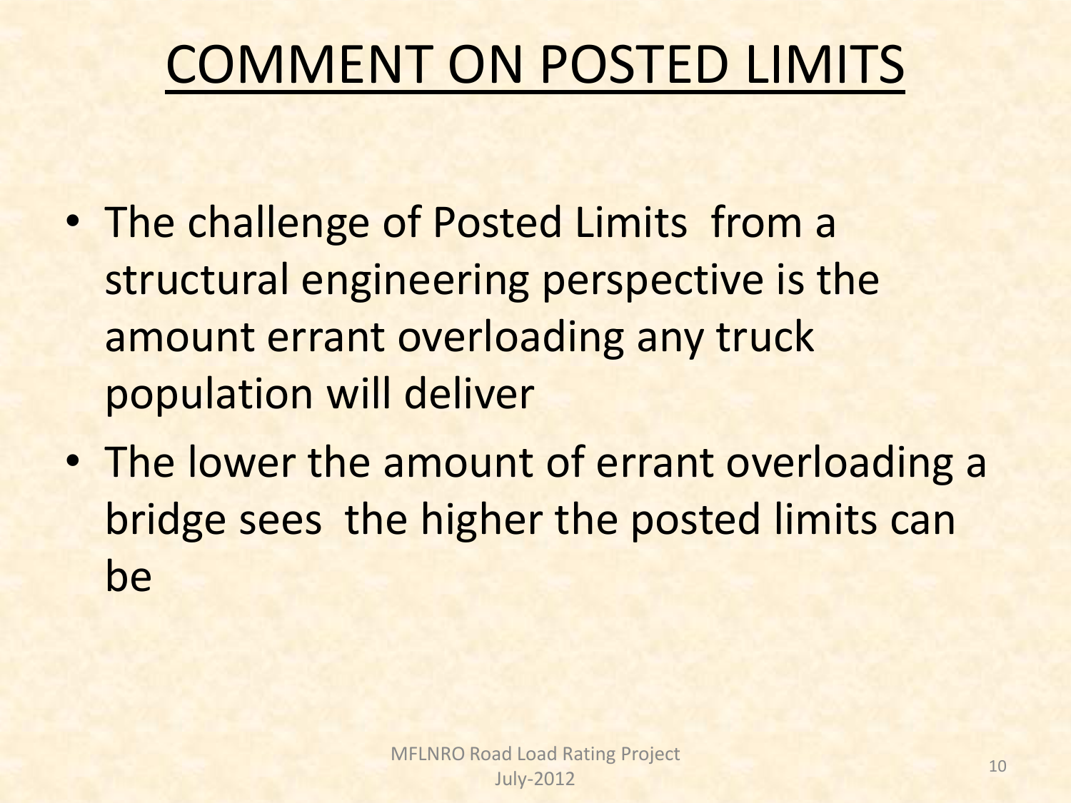# COMMENT ON POSTED LIMITS

- The challenge of Posted Limits from a structural engineering perspective is the amount errant overloading any truck population will deliver
- The lower the amount of errant overloading a bridge sees the higher the posted limits can be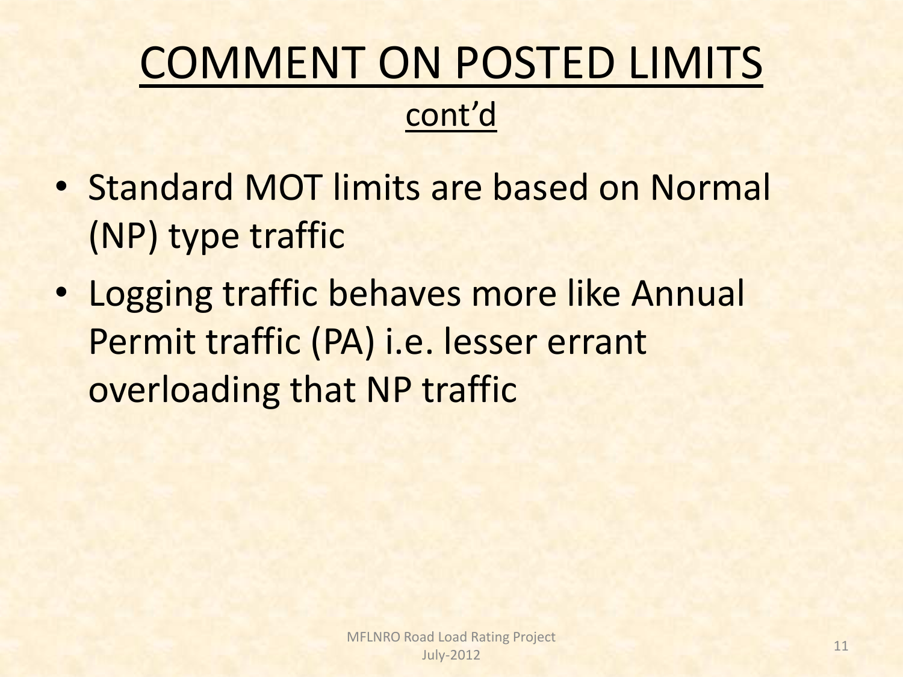# COMMENT ON POSTED LIMITS
## cont'd

- Standard MOT limits are based on Normal (NP) type traffic
- Logging traffic behaves more like Annual Permit traffic (PA) i.e. lesser errant overloading that NP traffic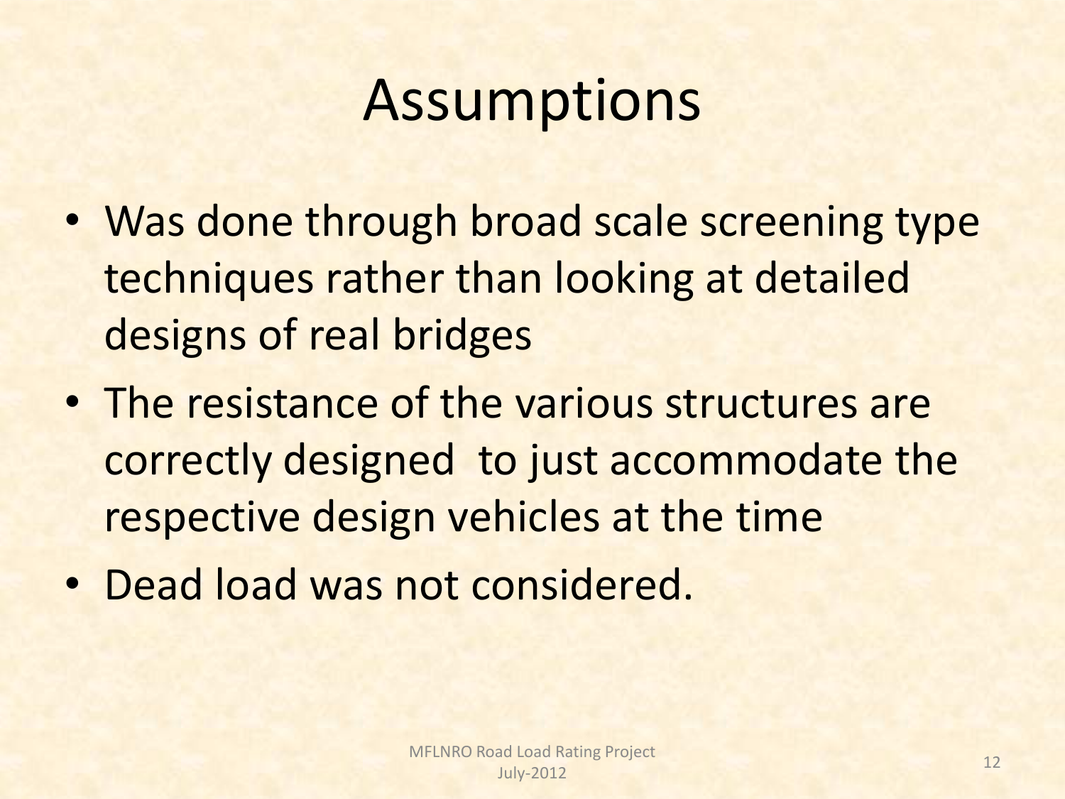# Assumptions

- Was done through broad scale screening type techniques rather than looking at detailed designs of real bridges
- The resistance of the various structures are correctly designed  to just accommodate the respective design vehicles at the time
- Dead load was not considered.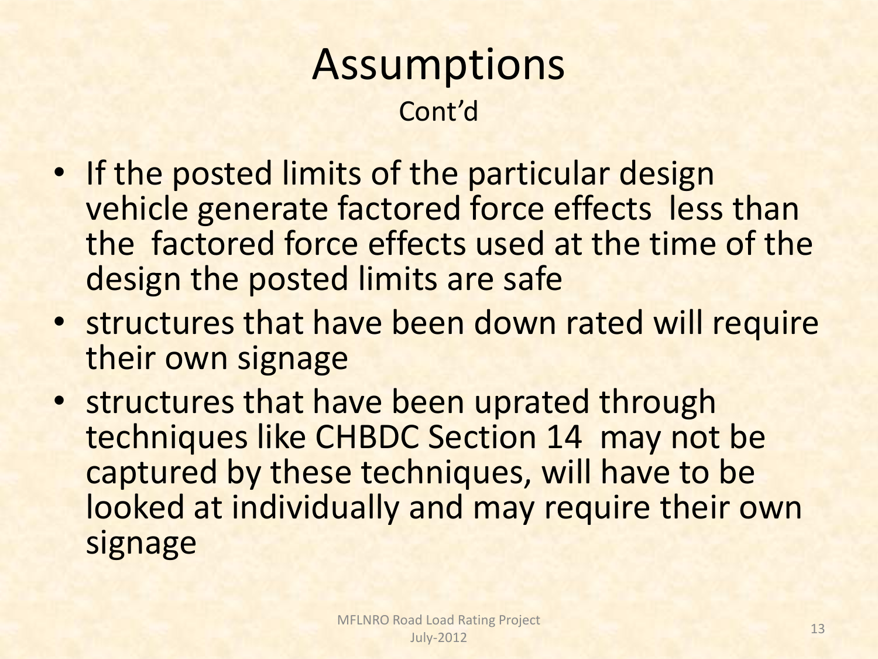# Assumptions

Cont'd

- If the posted limits of the particular design vehicle generate factored force effects less than the factored force effects used at the time of the design the posted limits are safe
- structures that have been down rated will require their own signage
- structures that have been uprated through techniques like CHBDC Section 14 may not be captured by these techniques, will have to be looked at individually and may require their own signage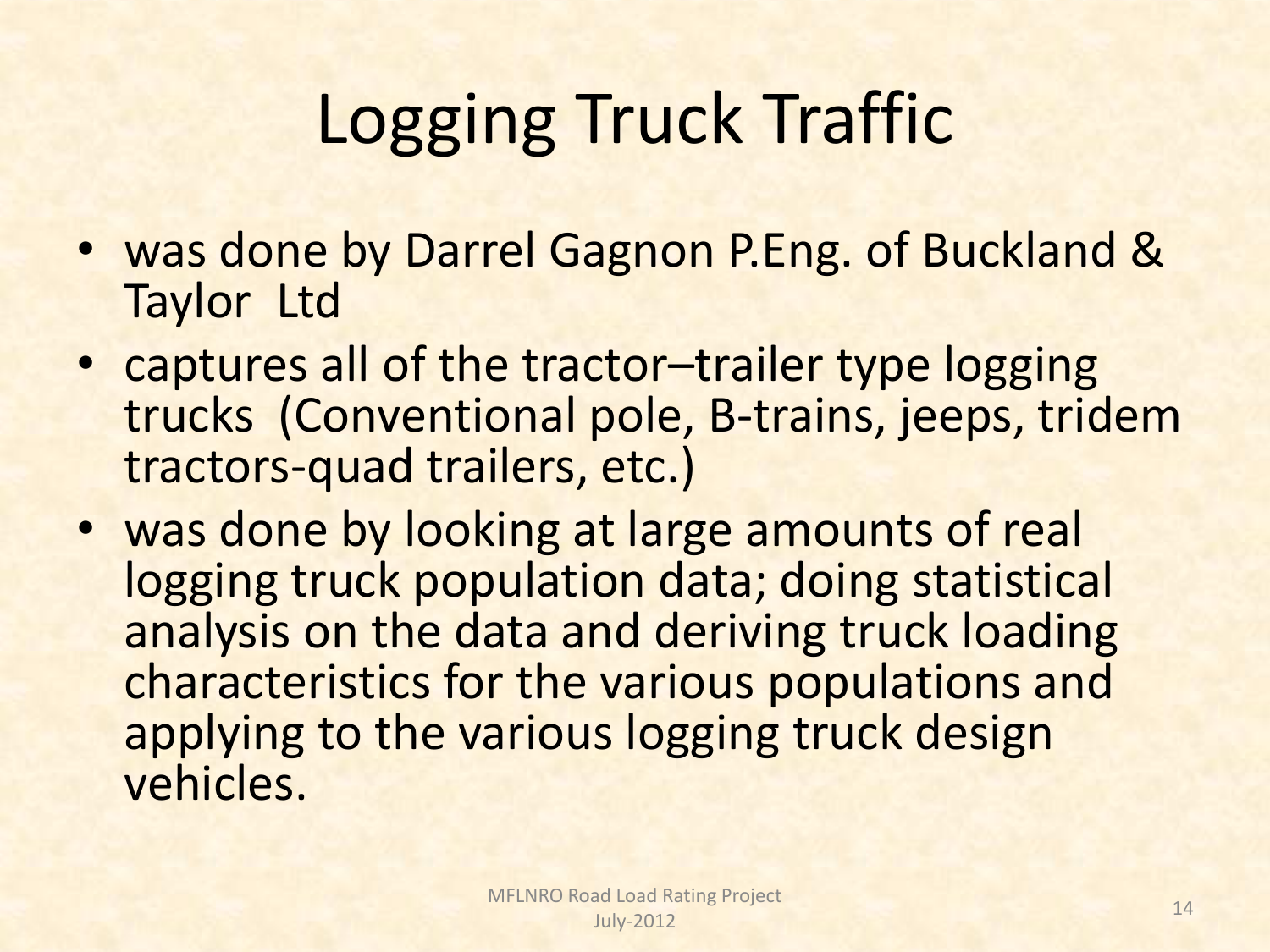# Logging Truck Traffic

- was done by Darrel Gagnon P.Eng. of Buckland & Taylor Ltd
- captures all of the tractor–trailer type logging trucks (Conventional pole, B-trains, jeeps, tridem tractors-quad trailers, etc.)
- was done by looking at large amounts of real logging truck population data; doing statistical analysis on the data and deriving truck loading characteristics for the various populations and applying to the various logging truck design vehicles.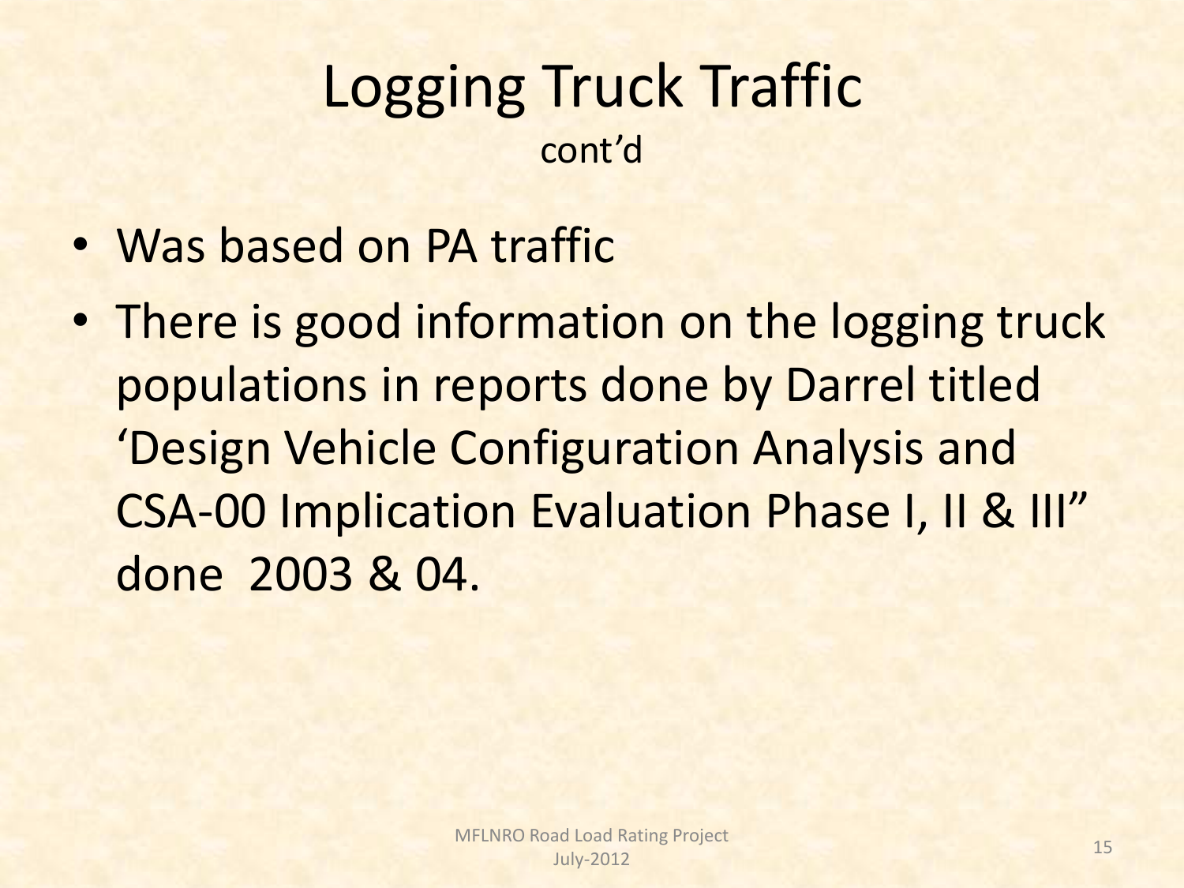# Logging Truck Traffic

cont'd

- Was based on PA traffic
- There is good information on the logging truck populations in reports done by Darrel titled 'Design Vehicle Configuration Analysis and CSA-00 Implication Evaluation Phase I, II & III" done 2003 & 04.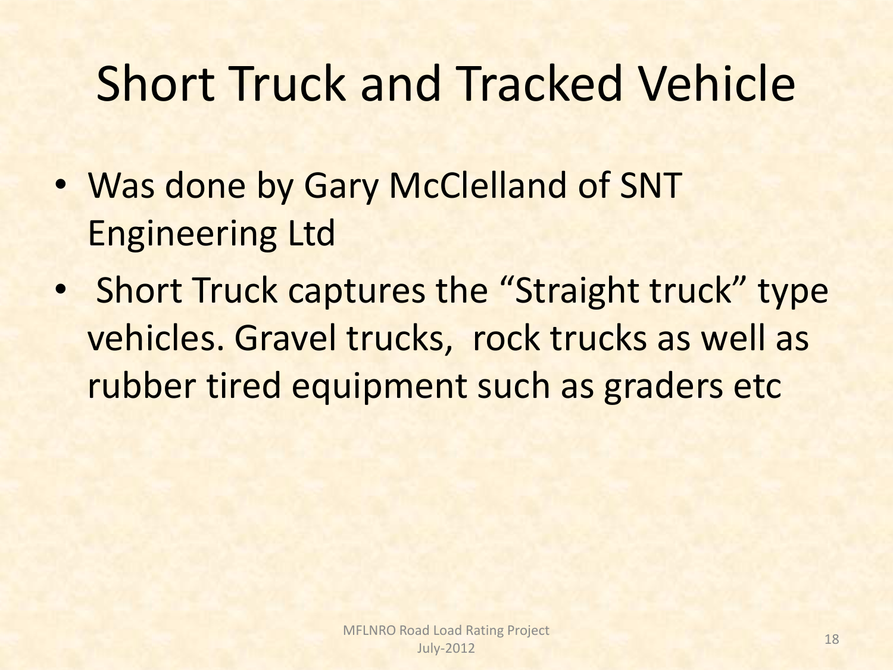# Short Truck and Tracked Vehicle

- Was done by Gary McClelland of SNT Engineering Ltd
- Short Truck captures the "Straight truck" type vehicles. Gravel trucks, rock trucks as well as rubber tired equipment such as graders etc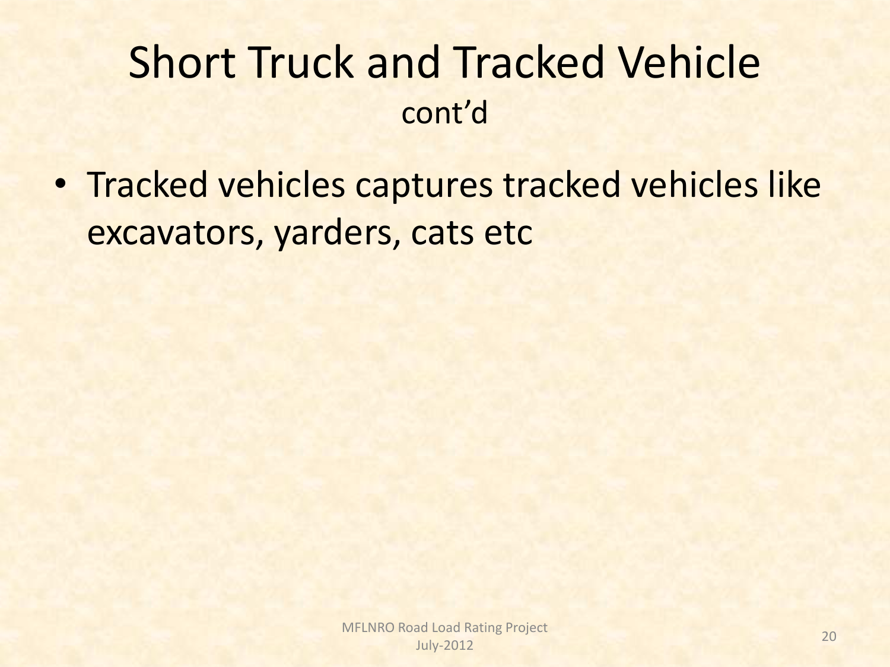# Short Truck and Tracked Vehicle
cont'd

- Tracked vehicles captures tracked vehicles like excavators, yarders, cats etc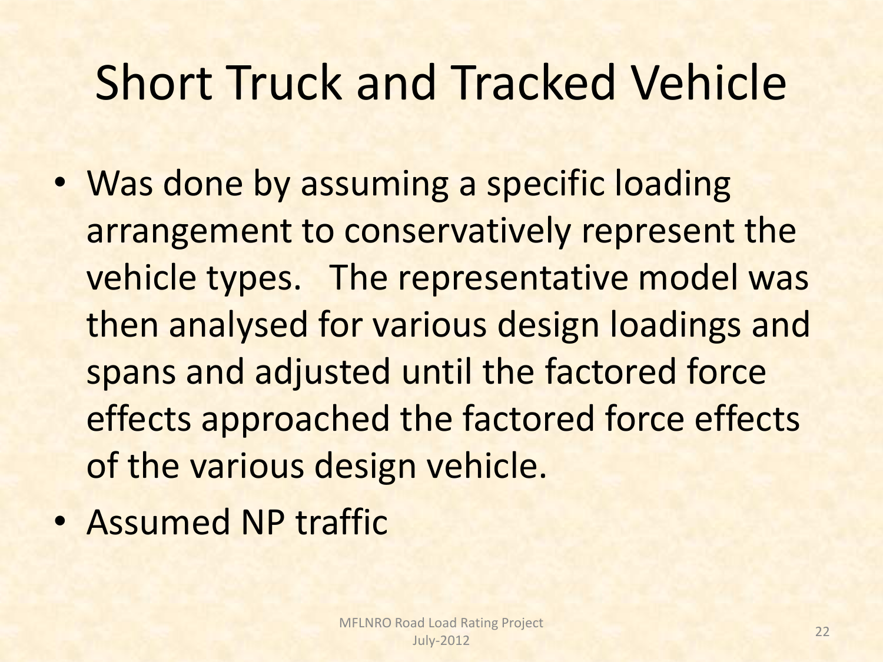# Short Truck and Tracked Vehicle

- Was done by assuming a specific loading arrangement to conservatively represent the vehicle types. The representative model was then analysed for various design loadings and spans and adjusted until the factored force effects approached the factored force effects of the various design vehicle.
- Assumed NP traffic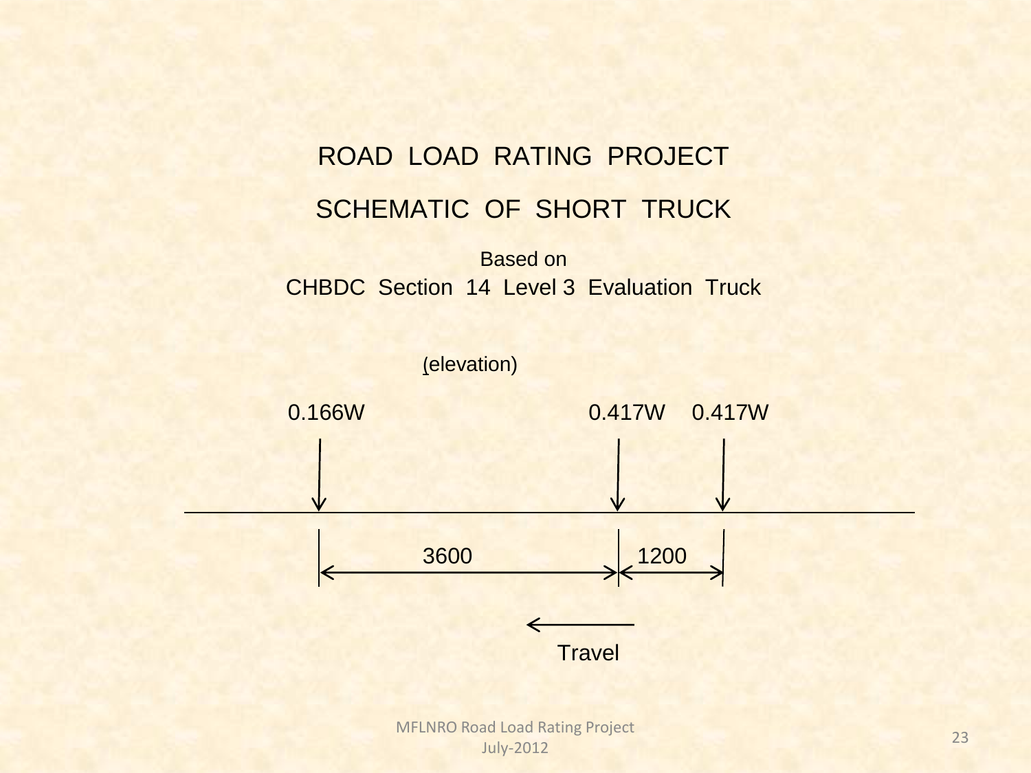# ROAD LOAD RATING PROJECT

## SCHEMATIC OF SHORT TRUCK

Based on
CHBDC Section 14 Level 3 Evaluation Truck

(elevation)

0.166W    0.417W    0.417W

3600    1200

Travel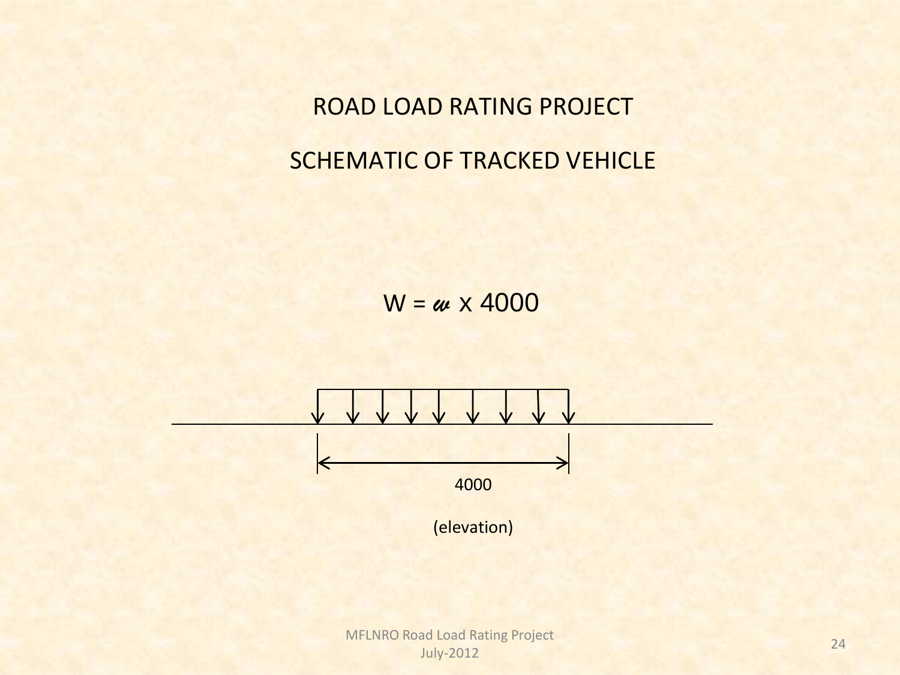# ROAD LOAD RATING PROJECT

## SCHEMATIC OF TRACKED VEHICLE

$$W = w \times 4000$$

4000

(elevation)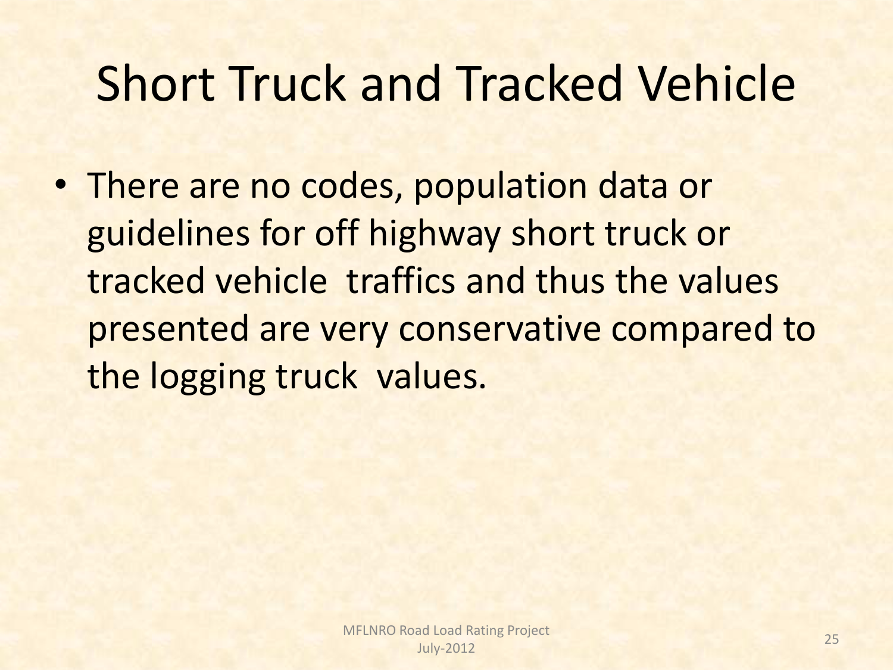# Short Truck and Tracked Vehicle

- There are no codes, population data or guidelines for off highway short truck or tracked vehicle traffics and thus the values presented are very conservative compared to the logging truck values.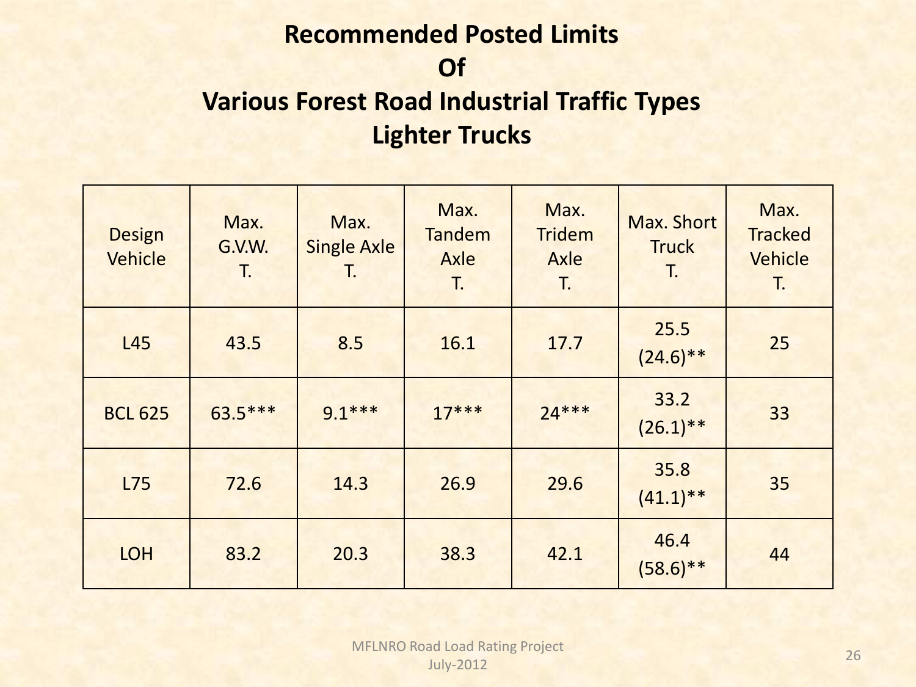# Recommended Posted Limits Of Various Forest Road Industrial Traffic Types Lighter Trucks

| Design Vehicle | Max. G.V.W. T. | Max. Single Axle T. | Max. Tandem Axle T. | Max. Tridem Axle T. | Max. Short Truck T. | Max. Tracked Vehicle T. |
|---|---|---|---|---|---|---|
| L45 | 43.5 | 8.5 | 16.1 | 17.7 | 25.5 (24.6)** | 25 |
| BCL 625 | 63.5*** | 9.1*** | 17*** | 24*** | 33.2 (26.1)** | 33 |
| L75 | 72.6 | 14.3 | 26.9 | 29.6 | 35.8 (41.1)** | 35 |
| LOH | 83.2 | 20.3 | 38.3 | 42.1 | 46.4 (58.6)** | 44 |

MFLNRO Road Load Rating Project
July-2012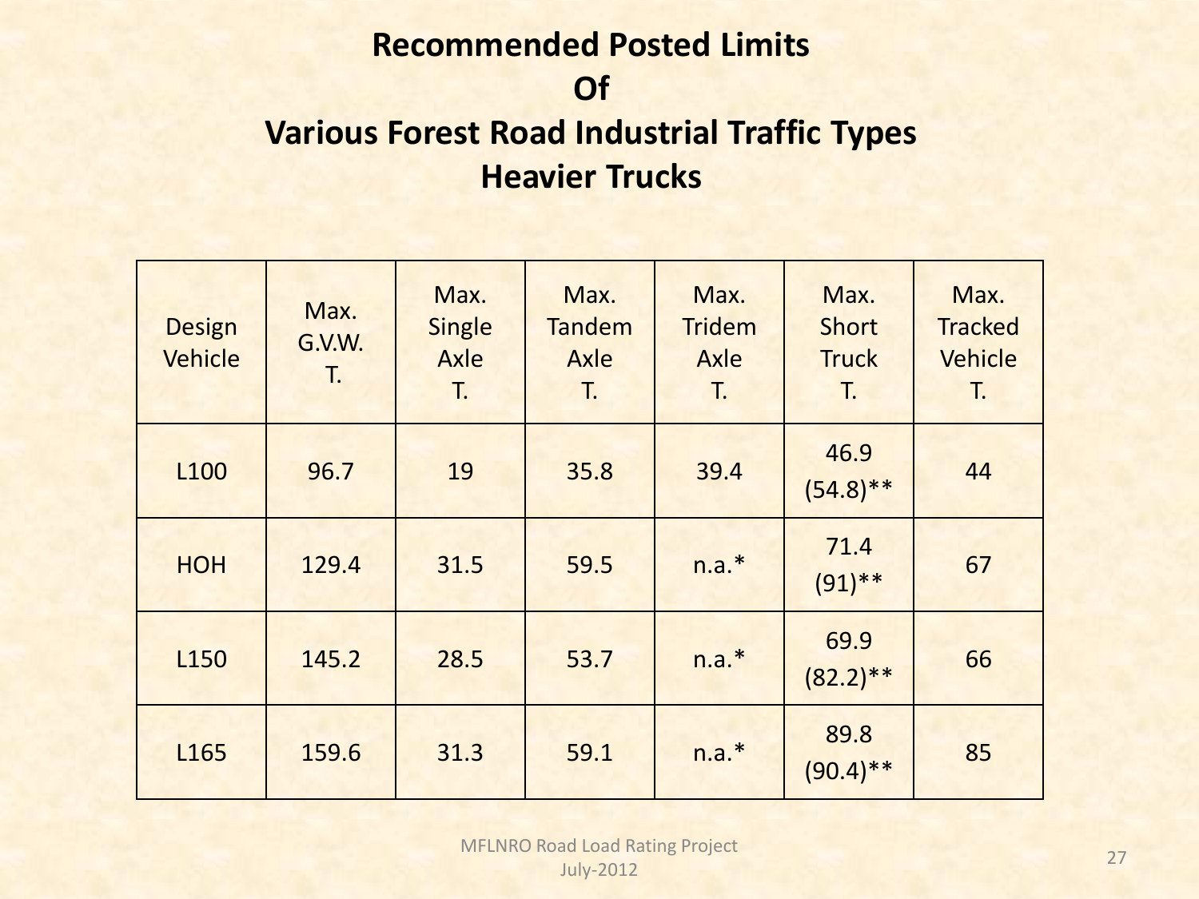# Recommended Posted Limits Of Various Forest Road Industrial Traffic Types Heavier Trucks

| Design Vehicle | Max. G.V.W. T. | Max. Single Axle T. | Max. Tandem Axle T. | Max. Tridem Axle T. | Max. Short Truck T. | Max. Tracked Vehicle T. |
|---|---|---|---|---|---|---|
| L100 | 96.7 | 19 | 35.8 | 39.4 | 46.9 (54.8)** | 44 |
| HOH | 129.4 | 31.5 | 59.5 | n.a.* | 71.4 (91)** | 67 |
| L150 | 145.2 | 28.5 | 53.7 | n.a.* | 69.9 (82.2)** | 66 |
| L165 | 159.6 | 31.3 | 59.1 | n.a.* | 89.8 (90.4)** | 85 |

MFLNRO Road Load Rating Project
July-2012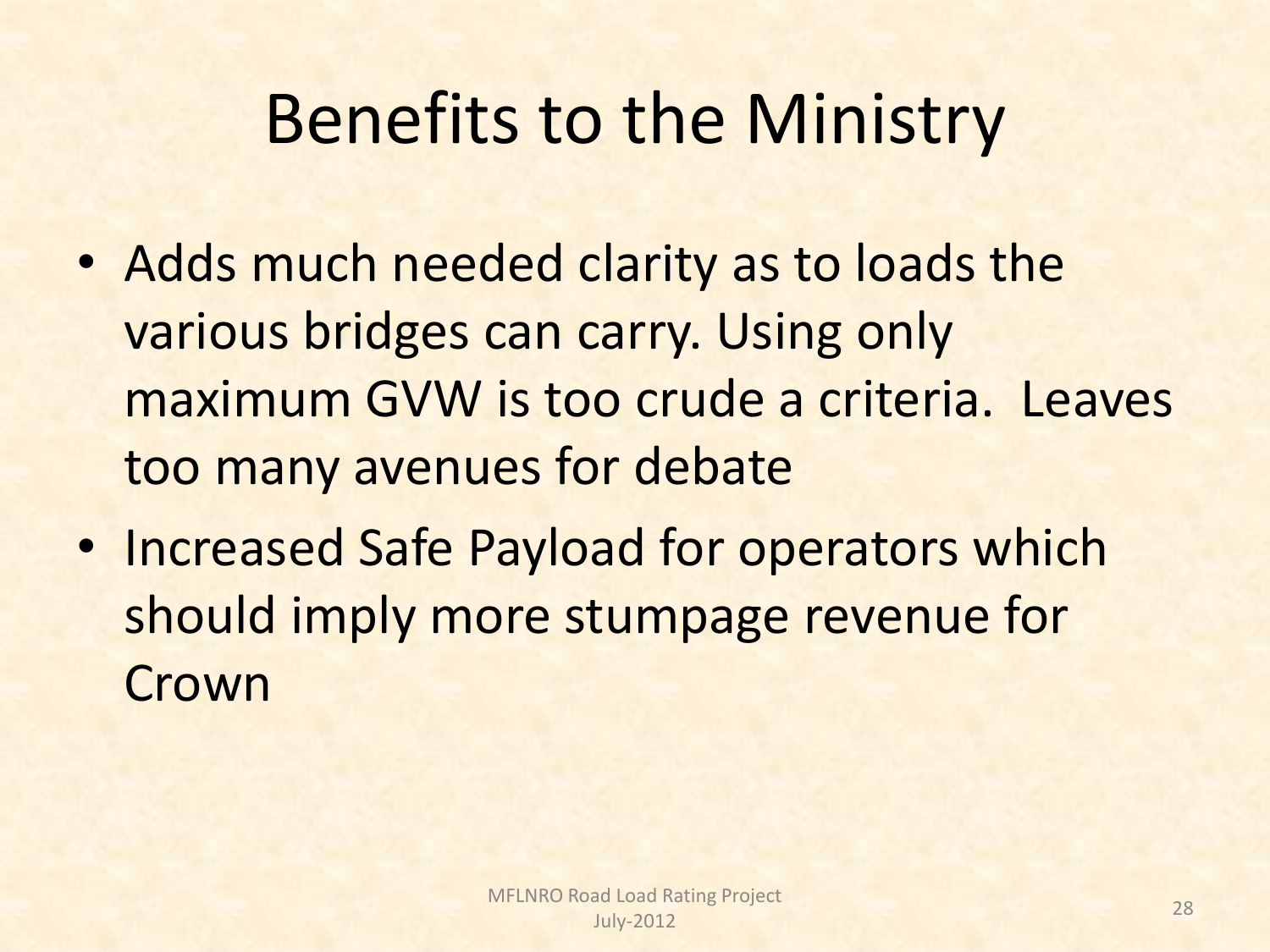# Benefits to the Ministry

- Adds much needed clarity as to loads the various bridges can carry. Using only maximum GVW is too crude a criteria. Leaves too many avenues for debate
- Increased Safe Payload for operators which should imply more stumpage revenue for Crown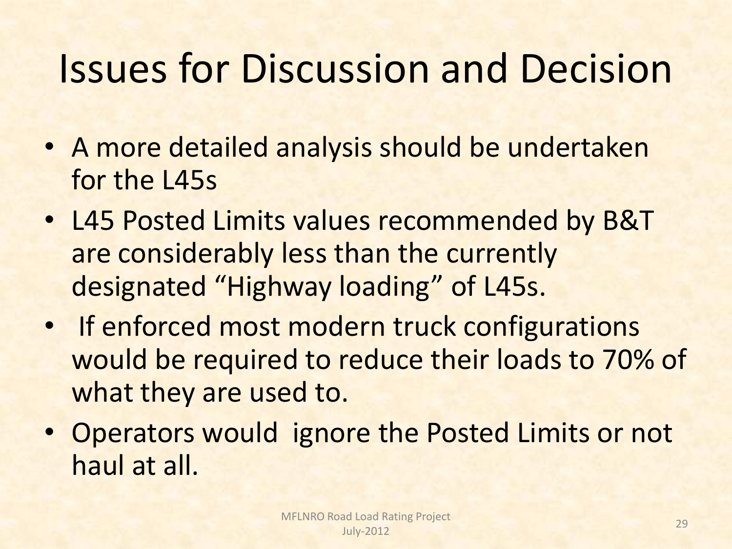# Issues for Discussion and Decision

- A more detailed analysis should be undertaken for the L45s
- L45 Posted Limits values recommended by B&T are considerably less than the currently designated "Highway loading" of L45s.
- If enforced most modern truck configurations would be required to reduce their loads to 70% of what they are used to.
- Operators would ignore the Posted Limits or not haul at all.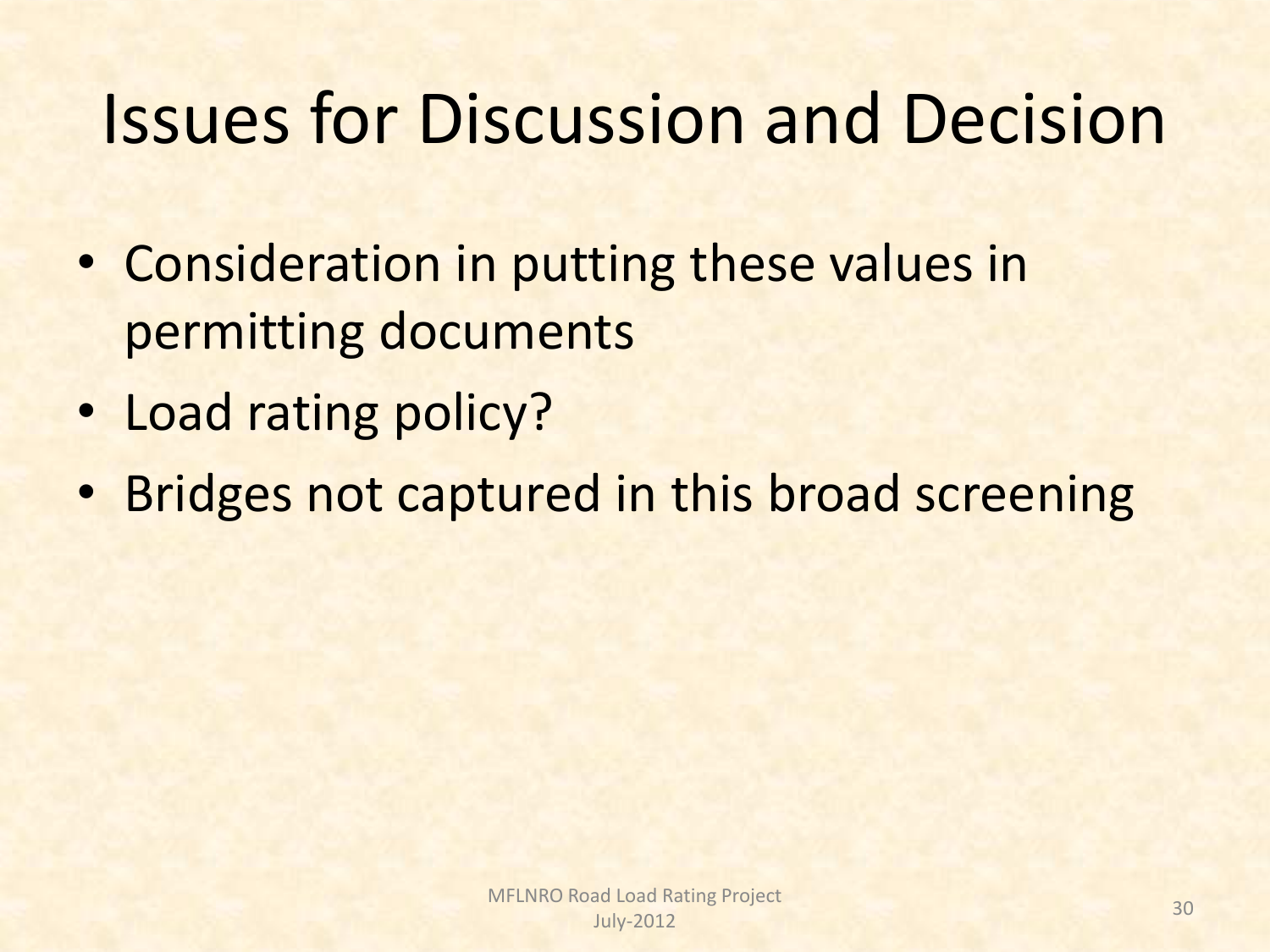# Issues for Discussion and Decision

- Consideration in putting these values in permitting documents
- Load rating policy?
- Bridges not captured in this broad screening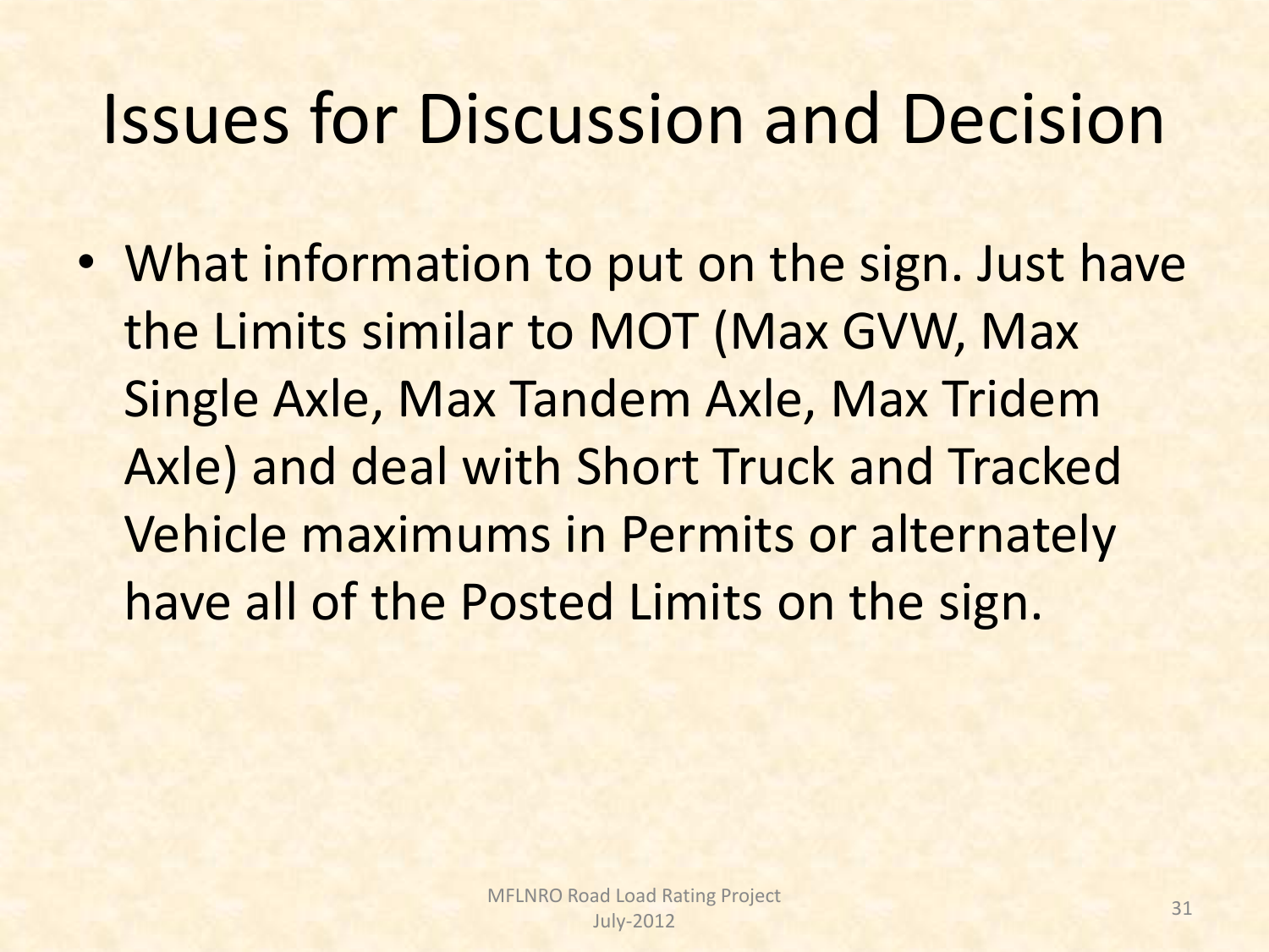# Issues for Discussion and Decision

- What information to put on the sign. Just have the Limits similar to MOT (Max GVW, Max Single Axle, Max Tandem Axle, Max Tridem Axle) and deal with Short Truck and Tracked Vehicle maximums in Permits or alternately have all of the Posted Limits on the sign.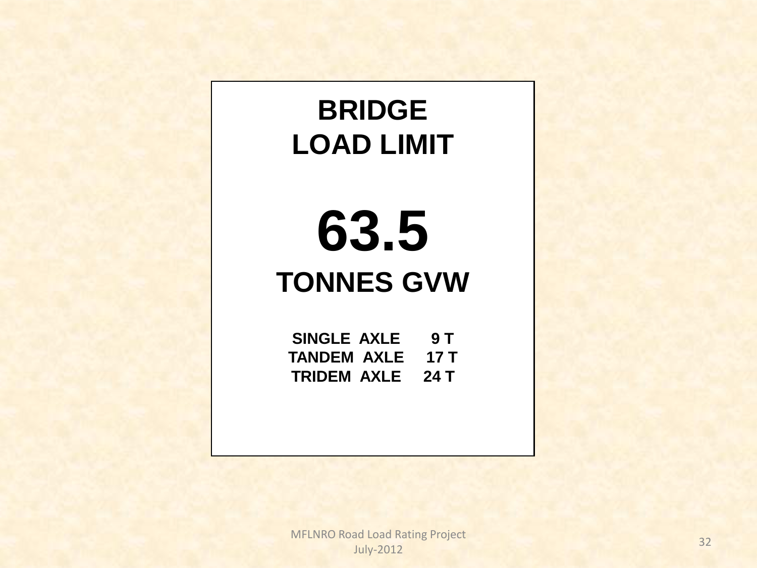# BRIDGE LOAD LIMIT

# 63.5

## TONNES GVW

| | |
|---|---|
| SINGLE AXLE | 9 T |
| TANDEM AXLE | 17 T |
| TRIDEM AXLE | 24 T |

MFLNRO Road Load Rating Project
July-2012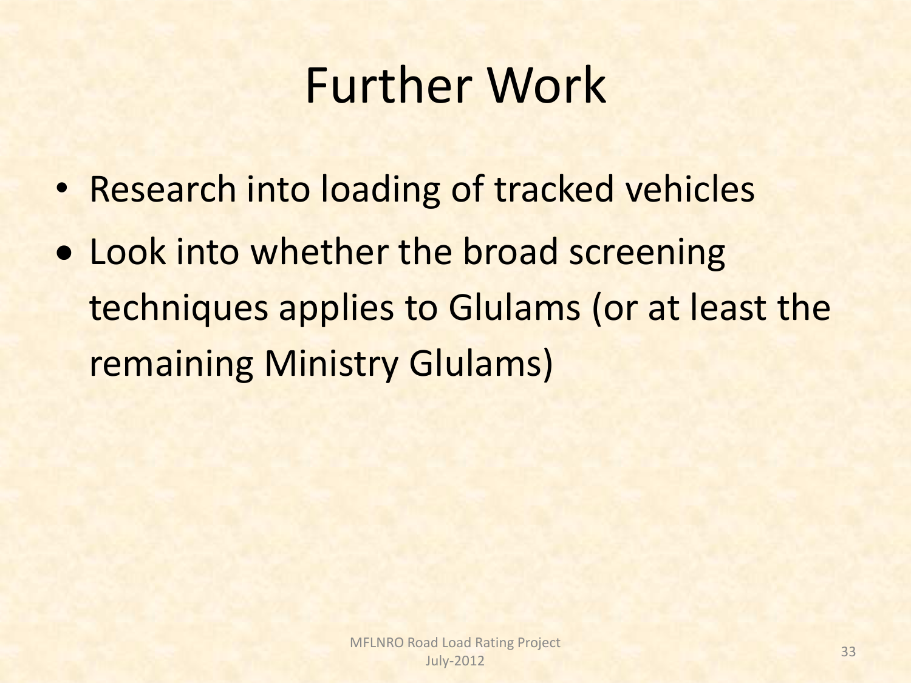# Further Work

- Research into loading of tracked vehicles
- Look into whether the broad screening techniques applies to Glulams (or at least the remaining Ministry Glulams)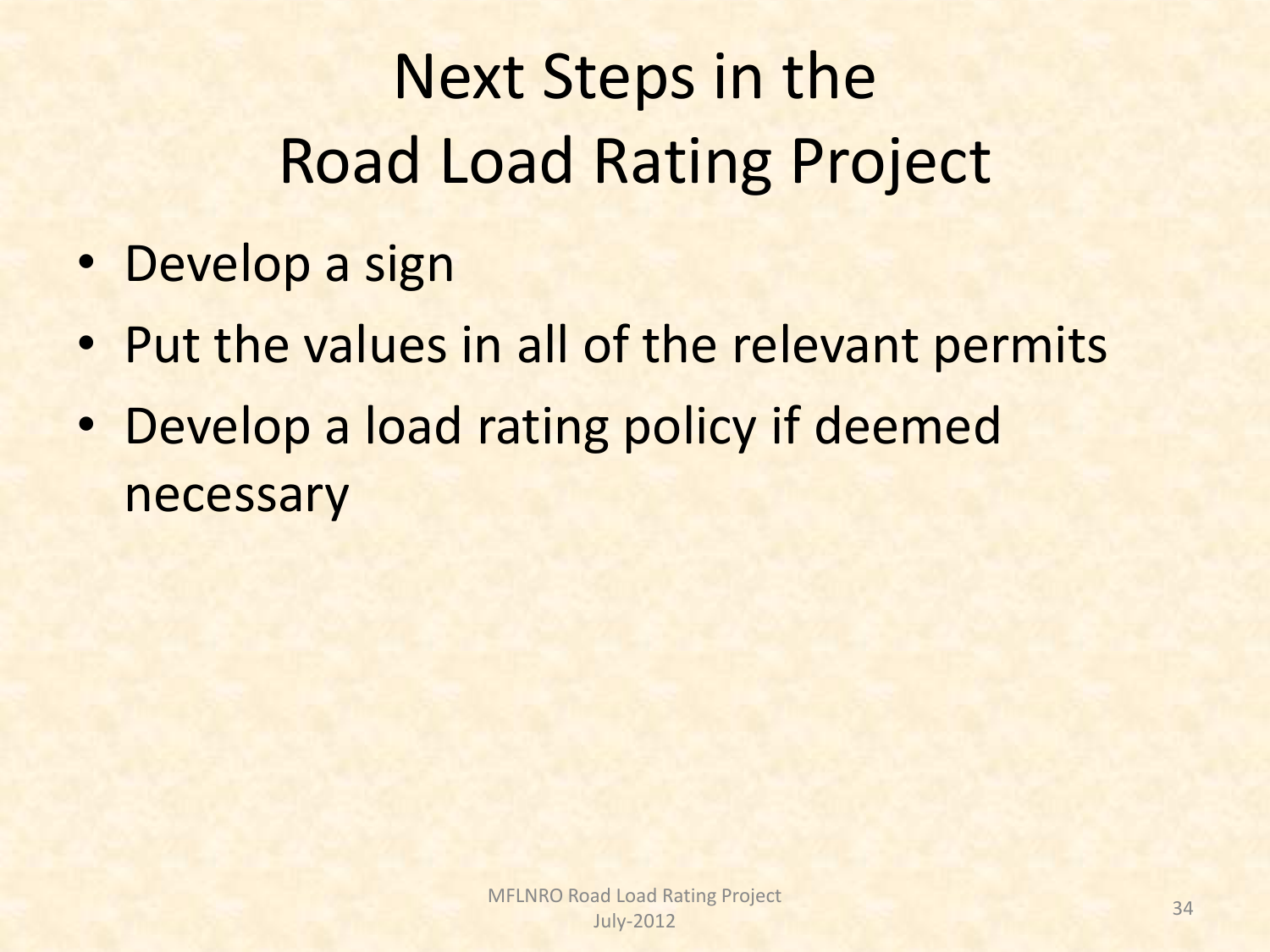# Next Steps in the Road Load Rating Project

- Develop a sign
- Put the values in all of the relevant permits
- Develop a load rating policy if deemed necessary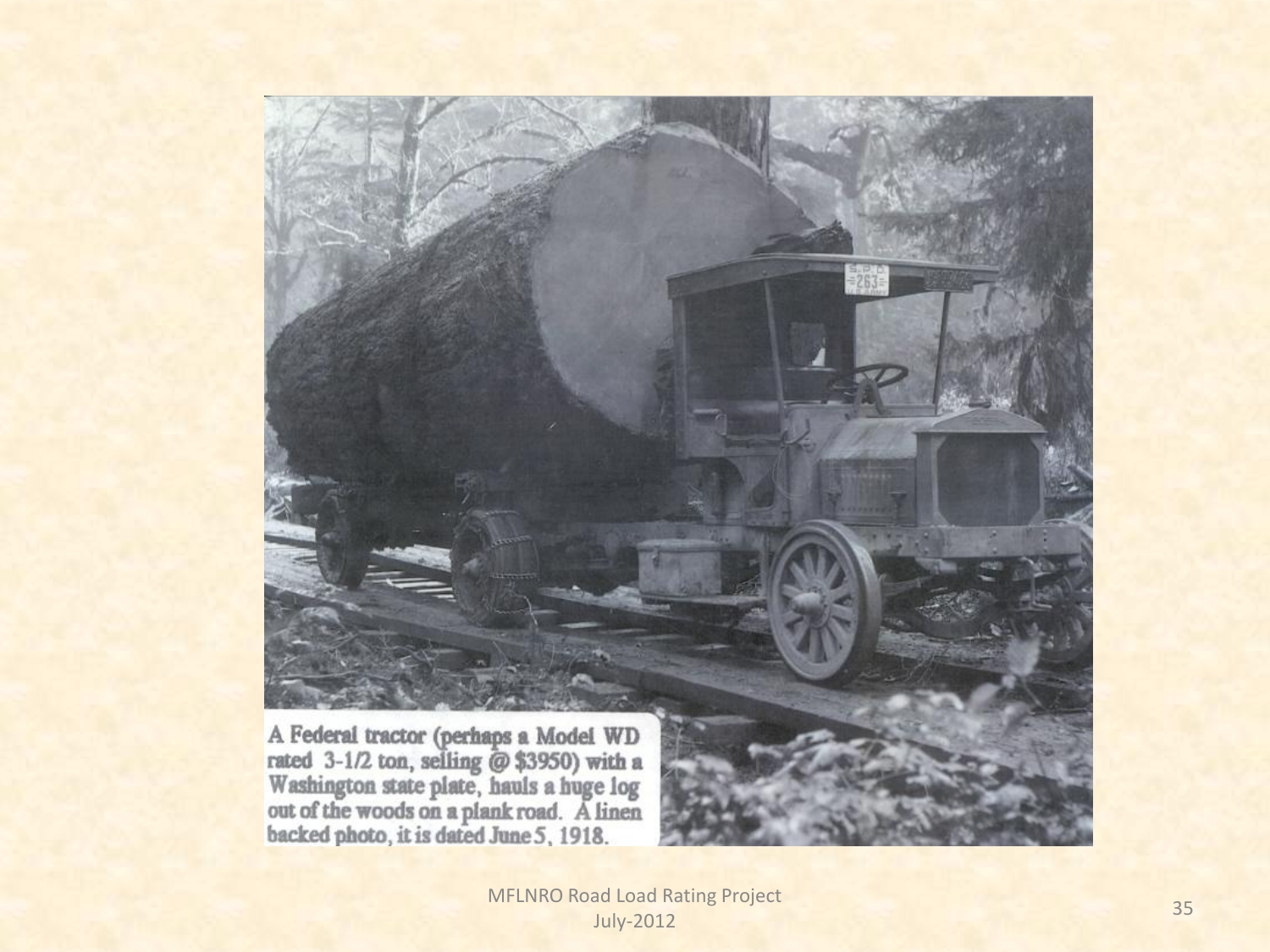A Federal tractor (perhaps a Model WD rated 3-1/2 ton, selling @ $3950) with a Washington state plate, hauls a huge log out of the woods on a plank road. A linen backed photo, it is dated June 5, 1918.